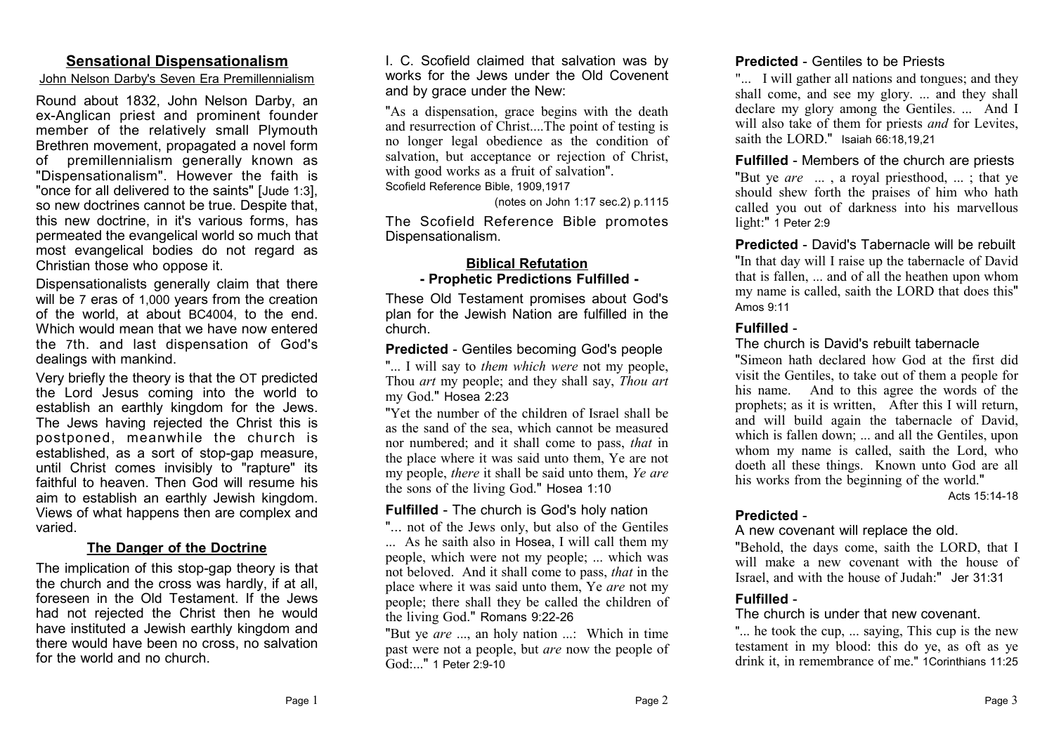## Sensational Dispensationalism

John Nelson Darby's Seven Era Premillennialism

Round about 1832, John Nelson Darby, an ex-Anglican priest and prominent founder member of the relatively small Plymouth Brethren movement, propagated a novel form of premillennialism generally known as "Dispensationalism". However the faith is "once for all delivered to the saints" [Jude 1:3], so new doctrines cannot be true. Despite that, this new doctrine, in it's various forms, has permeated the evangelical world so much that most evangelical bodies do not regard as Christian those who oppose it.

Dispensationalists generally claim that there will be 7 eras of 1,000 years from the creation of the world, at about BC4004, to the end. Which would mean that we have now entered the 7th. and last dispensation of God's dealings with mankind.

Very briefly the theory is that the OT predicted the Lord Jesus coming into the world to establish an earthly kingdom for the Jews. The Jews having rejected the Christ this is postponed, meanwhile the church is established, as a sort of stop-gap measure, until Christ comes invisibly to "rapture" its faithful to heaven. Then God will resume his aim to establish an earthly Jewish kingdom. Views of what happens then are complex and varied.

### The Danger of the Doctrine

The implication of this stop-gap theory is that the church and the cross was hardly, if at all, foreseen in the Old Testament. If the Jews had not rejected the Christ then he would have instituted a Jewish earthly kingdom and there would have been no cross, no salvation for the world and no church.

I. C. Scofield claimed that salvation was by works for the Jews under the Old Covenent and by grace under the New:

"As a dispensation, grace begins with the death and resurrection of Christ....The point of testing is no longer legal obedience as the condition of salvation, but acceptance or rejection of Christ, with good works as a fruit of salvation".
Scofield Reference Bible, 1909,1917

(notes on John 1:17 sec.2) p.1115

The Scofield Reference Bible promotes Dispensationalism.

### Biblical Refutation
### - Prophetic Predictions Fulfilled -

These Old Testament promises about God's plan for the Jewish Nation are fulfilled in the church.

**Predicted** - Gentiles becoming God's people

"... I will say to *them which were* not my people, Thou *art* my people; and they shall say, *Thou art* my God." Hosea 2:23

"Yet the number of the children of Israel shall be as the sand of the sea, which cannot be measured nor numbered; and it shall come to pass, *that* in the place where it was said unto them, Ye are not my people, *there* it shall be said unto them, *Ye are* the sons of the living God." Hosea 1:10

**Fulfilled** - The church is God's holy nation

"... not of the Jews only, but also of the Gentiles ... As he saith also in Hosea, I will call them my people, which were not my people; ... which was not beloved. And it shall come to pass, *that* in the place where it was said unto them, Ye *are* not my people; there shall they be called the children of the living God." Romans 9:22-26

"But ye *are* ..., an holy nation ...: Which in time past were not a people, but *are* now the people of God:..." 1 Peter 2:9-10

**Predicted** - Gentiles to be Priests

"... I will gather all nations and tongues; and they shall come, and see my glory. ... and they shall declare my glory among the Gentiles. ... And I will also take of them for priests *and* for Levites, saith the LORD." Isaiah 66:18,19,21

**Fulfilled** - Members of the church are priests

"But ye *are* ... , a royal priesthood, ... ; that ye should shew forth the praises of him who hath called you out of darkness into his marvellous light:" 1 Peter 2:9

**Predicted** - David's Tabernacle will be rebuilt

"In that day will I raise up the tabernacle of David that is fallen, ... and of all the heathen upon whom my name is called, saith the LORD that does this" Amos 9:11

**Fulfilled** -
The church is David's rebuilt tabernacle

"Simeon hath declared how God at the first did visit the Gentiles, to take out of them a people for his name. And to this agree the words of the prophets; as it is written, After this I will return, and will build again the tabernacle of David, which is fallen down; ... and all the Gentiles, upon whom my name is called, saith the Lord, who doeth all these things. Known unto God are all his works from the beginning of the world."
Acts 15:14-18

**Predicted** -
A new covenant will replace the old.

"Behold, the days come, saith the LORD, that I will make a new covenant with the house of Israel, and with the house of Judah:" Jer 31:31

**Fulfilled** -
The church is under that new covenant.

"... he took the cup, ... saying, This cup is the new testament in my blood: this do ye, as oft as ye drink it, in remembrance of me." 1Corinthians 11:25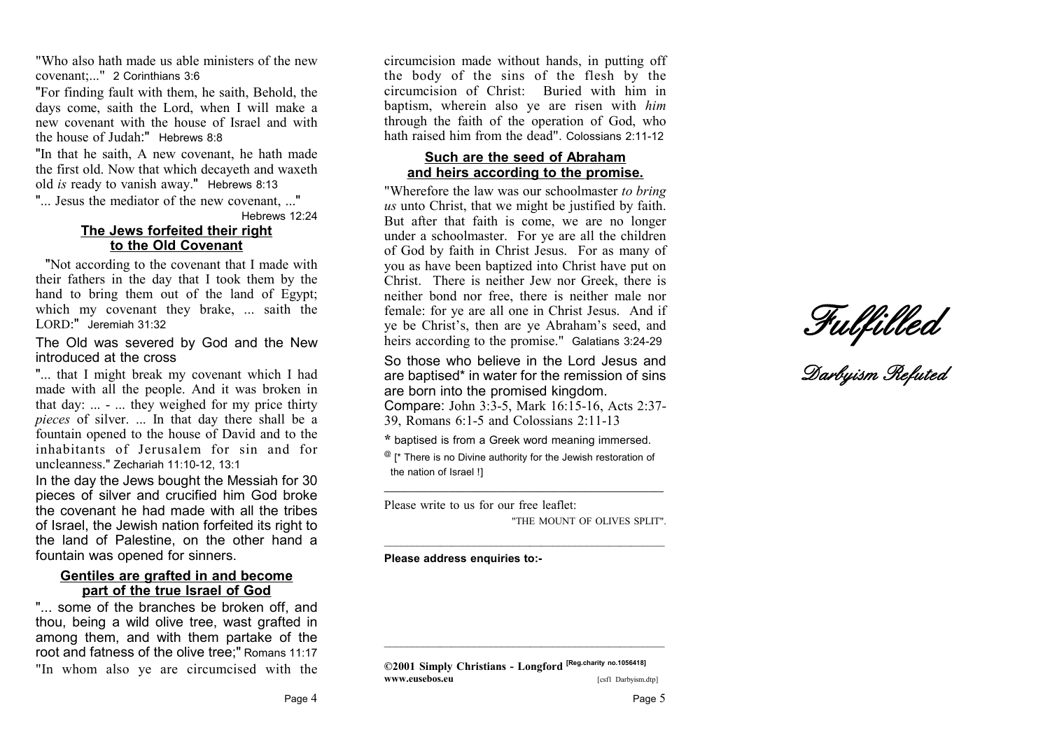"Who also hath made us able ministers of the new covenant;..." 2 Corinthians 3:6

"For finding fault with them, he saith, Behold, the days come, saith the Lord, when I will make a new covenant with the house of Israel and with the house of Judah:" Hebrews 8:8

"In that he saith, A new covenant, he hath made the first old. Now that which decayeth and waxeth old *is* ready to vanish away." Hebrews 8:13

"... Jesus the mediator of the new covenant, ..." Hebrews 12:24

## The Jews forfeited their right to the Old Covenant

"Not according to the covenant that I made with their fathers in the day that I took them by the hand to bring them out of the land of Egypt; which my covenant they brake, ... saith the LORD:" Jeremiah 31:32

The Old was severed by God and the New introduced at the cross

"... that I might break my covenant which I had made with all the people. And it was broken in that day: ... - ... they weighed for my price thirty *pieces* of silver. ... In that day there shall be a fountain opened to the house of David and to the inhabitants of Jerusalem for sin and for uncleanness." Zechariah 11:10-12, 13:1

In the day the Jews bought the Messiah for 30 pieces of silver and crucified him God broke the covenant he had made with all the tribes of Israel, the Jewish nation forfeited its right to the land of Palestine, on the other hand a fountain was opened for sinners.

## Gentiles are grafted in and become part of the true Israel of God

"... some of the branches be broken off, and thou, being a wild olive tree, wast grafted in among them, and with them partake of the root and fatness of the olive tree;" Romans 11:17

"In whom also ye are circumcised with the circumcision made without hands, in putting off the body of the sins of the flesh by the circumcision of Christ: Buried with him in baptism, wherein also ye are risen with *him* through the faith of the operation of God, who hath raised him from the dead". Colossians 2:11-12

## Such are the seed of Abraham and heirs according to the promise.

"Wherefore the law was our schoolmaster *to bring us* unto Christ, that we might be justified by faith. But after that faith is come, we are no longer under a schoolmaster. For ye are all the children of God by faith in Christ Jesus. For as many of you as have been baptized into Christ have put on Christ. There is neither Jew nor Greek, there is neither bond nor free, there is neither male nor female: for ye are all one in Christ Jesus. And if ye be Christ's, then are ye Abraham's seed, and heirs according to the promise." Galatians 3:24-29

So those who believe in the Lord Jesus and are baptised* in water for the remission of sins are born into the promised kingdom.
Compare: John 3:3-5, Mark 16:15-16, Acts 2:37-39, Romans 6:1-5 and Colossians 2:11-13

\* baptised is from a Greek word meaning immersed.

@ [* There is no Divine authority for the Jewish restoration of the nation of Israel !]

---

Please write to us for our free leaflet:
"THE MOUNT OF OLIVES SPLIT".

---

**Please address enquiries to:-**

---

**©2001 Simply Christians - Longford** [Reg.charity no.1056418]
**www.eusebos.eu** [csf1 Darbyism.dtp]

# *Fulfilled*

## *Darbyism Refuted*